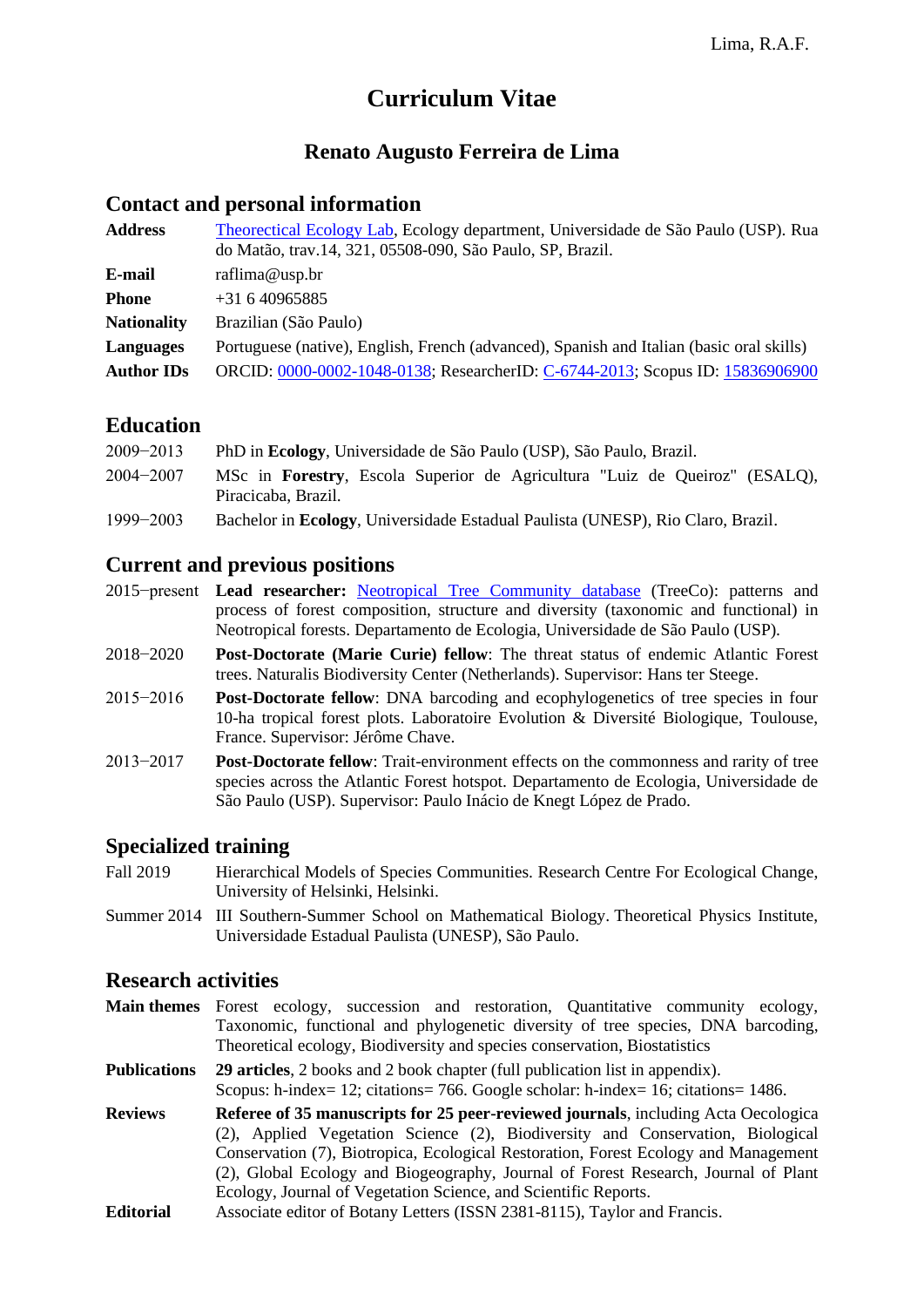# Curriculum Vitae

## Renato Augusto Ferreira de Lima

## Contact and personal information

**Address** Theorectical Ecology Lab, Ecology department, Universidade de São Paulo (USP). Rua do Matão, trav.14, 321, 05508-090, São Paulo, SP, Brazil.

**E-mail** raflima@usp.br

**Phone** +31 6 40965885

**Nationality** Brazilian (São Paulo)

**Languages** Portuguese (native), English, French (advanced), Spanish and Italian (basic oral skills)

**Author IDs** ORCID: 0000-0002-1048-0138; ResearcherID: C-6744-2013; Scopus ID: 15836906900

## Education

2009−2013 PhD in **Ecology**, Universidade de São Paulo (USP), São Paulo, Brazil.

2004−2007 MSc in **Forestry**, Escola Superior de Agricultura "Luiz de Queiroz" (ESALQ), Piracicaba, Brazil.

1999−2003 Bachelor in **Ecology**, Universidade Estadual Paulista (UNESP), Rio Claro, Brazil.

## Current and previous positions

2015−present **Lead researcher:** Neotropical Tree Community database (TreeCo): patterns and process of forest composition, structure and diversity (taxonomic and functional) in Neotropical forests. Departamento de Ecologia, Universidade de São Paulo (USP).

2018−2020 **Post-Doctorate (Marie Curie) fellow**: The threat status of endemic Atlantic Forest trees. Naturalis Biodiversity Center (Netherlands). Supervisor: Hans ter Steege.

2015−2016 **Post-Doctorate fellow**: DNA barcoding and ecophylogenetics of tree species in four 10-ha tropical forest plots. Laboratoire Evolution & Diversité Biologique, Toulouse, France. Supervisor: Jérôme Chave.

2013−2017 **Post-Doctorate fellow**: Trait-environment effects on the commonness and rarity of tree species across the Atlantic Forest hotspot. Departamento de Ecologia, Universidade de São Paulo (USP). Supervisor: Paulo Inácio de Knegt López de Prado.

## Specialized training

Fall 2019 Hierarchical Models of Species Communities. Research Centre For Ecological Change, University of Helsinki, Helsinki.

Summer 2014 III Southern-Summer School on Mathematical Biology. Theoretical Physics Institute, Universidade Estadual Paulista (UNESP), São Paulo.

## Research activities

**Main themes** Forest ecology, succession and restoration, Quantitative community ecology, Taxonomic, functional and phylogenetic diversity of tree species, DNA barcoding, Theoretical ecology, Biodiversity and species conservation, Biostatistics

**Publications** **29 articles**, 2 books and 2 book chapter (full publication list in appendix). Scopus: h-index= 12; citations= 766. Google scholar: h-index= 16; citations= 1486.

**Reviews** **Referee of 35 manuscripts for 25 peer-reviewed journals**, including Acta Oecologica (2), Applied Vegetation Science (2), Biodiversity and Conservation, Biological Conservation (7), Biotropica, Ecological Restoration, Forest Ecology and Management (2), Global Ecology and Biogeography, Journal of Forest Research, Journal of Plant Ecology, Journal of Vegetation Science, and Scientific Reports.

**Editorial** Associate editor of Botany Letters (ISSN 2381-8115), Taylor and Francis.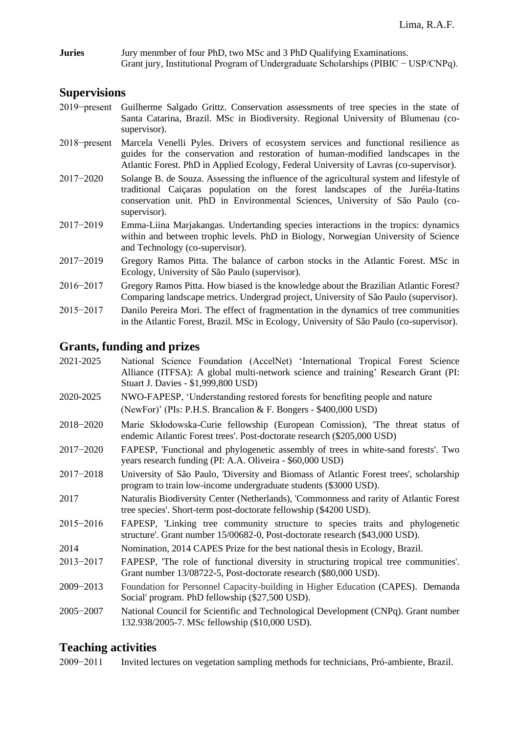**Juries** Jury menmber of four PhD, two MSc and 3 PhD Qualifying Examinations.
Grant jury, Institutional Program of Undergraduate Scholarships (PIBIC − USP/CNPq).

## Supervisions

2019−present Guilherme Salgado Grittz. Conservation assessments of tree species in the state of Santa Catarina, Brazil. MSc in Biodiversity. Regional University of Blumenau (co-supervisor).

2018−present Marcela Venelli Pyles. Drivers of ecosystem services and functional resilience as guides for the conservation and restoration of human-modified landscapes in the Atlantic Forest. PhD in Applied Ecology, Federal University of Lavras (co-supervisor).

2017−2020 Solange B. de Souza. Assessing the influence of the agricultural system and lifestyle of traditional Caiçaras population on the forest landscapes of the Juréia-Itatins conservation unit. PhD in Environmental Sciences, University of São Paulo (co-supervisor).

2017−2019 Emma-Liina Marjakangas. Undertanding species interactions in the tropics: dynamics within and between trophic levels. PhD in Biology, Norwegian University of Science and Technology (co-supervisor).

2017−2019 Gregory Ramos Pitta. The balance of carbon stocks in the Atlantic Forest. MSc in Ecology, University of São Paulo (supervisor).

2016−2017 Gregory Ramos Pitta. How biased is the knowledge about the Brazilian Atlantic Forest? Comparing landscape metrics. Undergrad project, University of São Paulo (supervisor).

2015−2017 Danilo Pereira Mori. The effect of fragmentation in the dynamics of tree communities in the Atlantic Forest, Brazil. MSc in Ecology, University of São Paulo (co-supervisor).

## Grants, funding and prizes

2021-2025 National Science Foundation (AccelNet) 'International Tropical Forest Science Alliance (ITFSA): A global multi-network science and training' Research Grant (PI: Stuart J. Davies - $1,999,800 USD)

2020-2025 NWO-FAPESP, 'Understanding restored forests for benefiting people and nature (NewFor)' (PIs: P.H.S. Brancalion & F. Bongers - $400,000 USD)

2018−2020 Marie Skłodowska-Curie fellowship (European Comission), 'The threat status of endemic Atlantic Forest trees'. Post-doctorate research ($205,000 USD)

2017−2020 FAPESP, 'Functional and phylogenetic assembly of trees in white-sand forests'. Two years research funding (PI: A.A. Oliveira - $60,000 USD)

2017−2018 University of São Paulo, 'Diversity and Biomass of Atlantic Forest trees', scholarship program to train low-income undergraduate students ($3000 USD).

2017 Naturalis Biodiversity Center (Netherlands), 'Commonness and rarity of Atlantic Forest tree species'. Short-term post-doctorate fellowship ($4200 USD).

2015−2016 FAPESP, 'Linking tree community structure to species traits and phylogenetic structure'. Grant number 15/00682-0, Post-doctorate research ($43,000 USD).

2014 Nomination, 2014 CAPES Prize for the best national thesis in Ecology, Brazil.

2013−2017 FAPESP, 'The role of functional diversity in structuring tropical tree communities'. Grant number 13/08722-5, Post-doctorate research ($80,000 USD).

2009−2013 Foundation for Personnel Capacity-building in Higher Education (CAPES). Demanda Social' program. PhD fellowship ($27,500 USD).

2005−2007 National Council for Scientific and Technological Development (CNPq). Grant number 132.938/2005-7. MSc fellowship ($10,000 USD).

## Teaching activities

2009−2011 Invited lectures on vegetation sampling methods for technicians, Pró-ambiente, Brazil.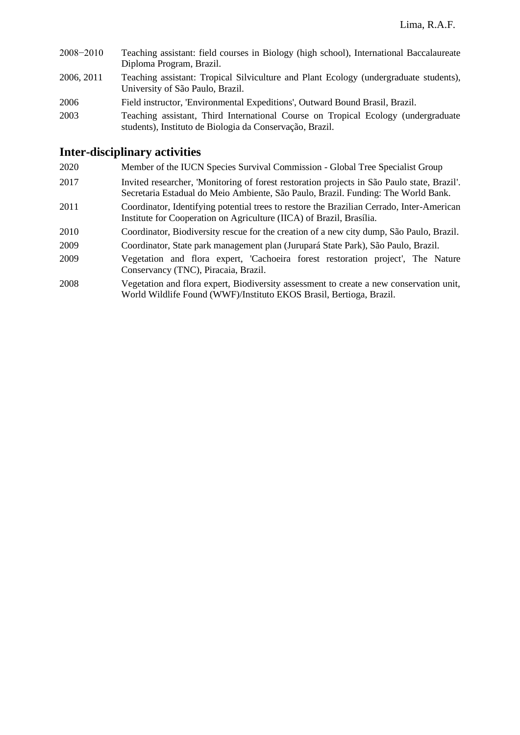2008−2010 Teaching assistant: field courses in Biology (high school), International Baccalaureate Diploma Program, Brazil.

2006, 2011 Teaching assistant: Tropical Silviculture and Plant Ecology (undergraduate students), University of São Paulo, Brazil.

2006 Field instructor, 'Environmental Expeditions', Outward Bound Brasil, Brazil.

2003 Teaching assistant, Third International Course on Tropical Ecology (undergraduate students), Instituto de Biologia da Conservação, Brazil.

## Inter-disciplinary activities

2020 Member of the IUCN Species Survival Commission - Global Tree Specialist Group

2017 Invited researcher, 'Monitoring of forest restoration projects in São Paulo state, Brazil'. Secretaria Estadual do Meio Ambiente, São Paulo, Brazil. Funding: The World Bank.

2011 Coordinator, Identifying potential trees to restore the Brazilian Cerrado, Inter-American Institute for Cooperation on Agriculture (IICA) of Brazil, Brasília.

2010 Coordinator, Biodiversity rescue for the creation of a new city dump, São Paulo, Brazil.

2009 Coordinator, State park management plan (Jurupará State Park), São Paulo, Brazil.

2009 Vegetation and flora expert, 'Cachoeira forest restoration project', The Nature Conservancy (TNC), Piracaia, Brazil.

2008 Vegetation and flora expert, Biodiversity assessment to create a new conservation unit, World Wildlife Found (WWF)/Instituto EKOS Brasil, Bertioga, Brazil.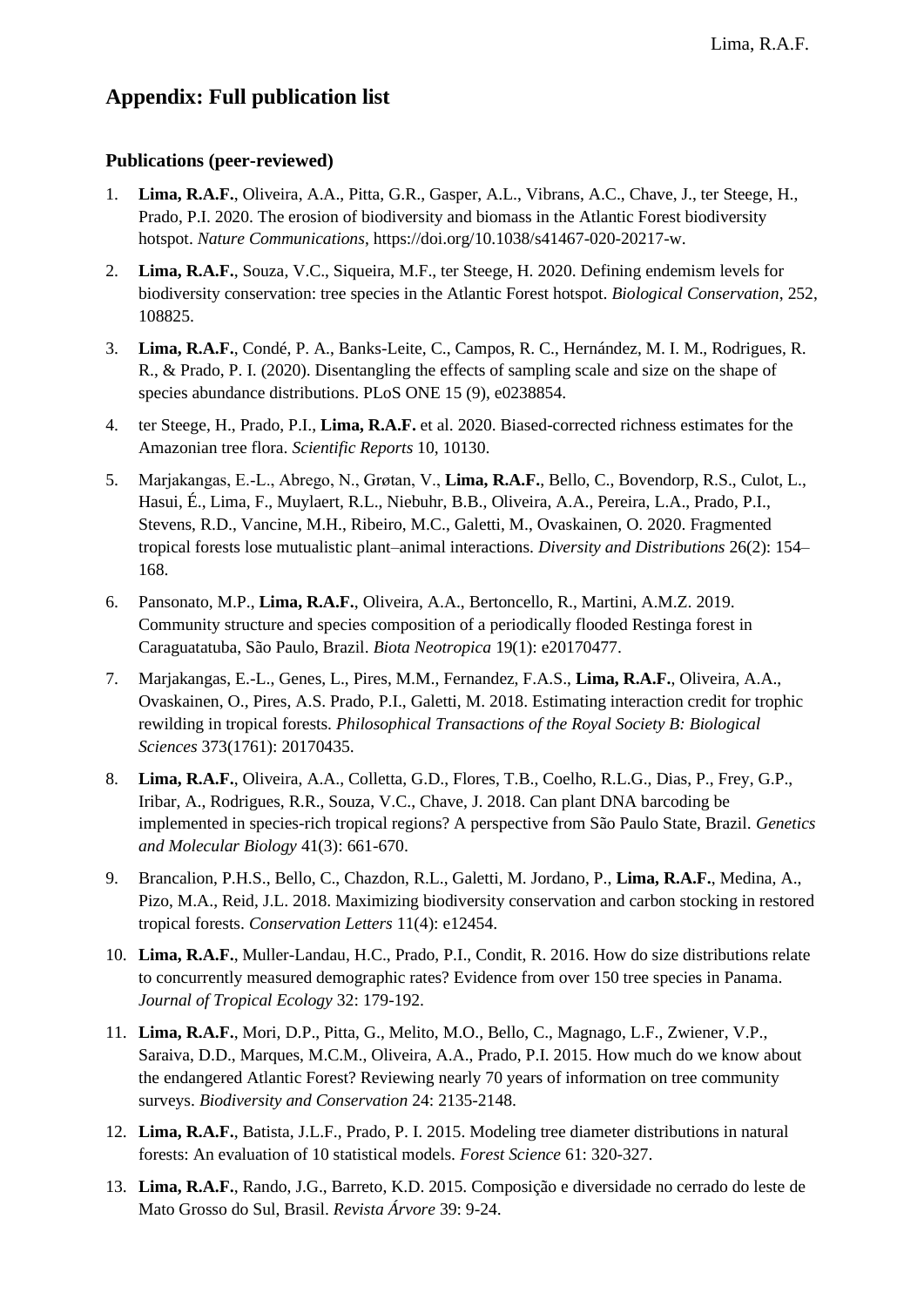## Appendix: Full publication list

### Publications (peer-reviewed)

1. **Lima, R.A.F.**, Oliveira, A.A., Pitta, G.R., Gasper, A.L., Vibrans, A.C., Chave, J., ter Steege, H., Prado, P.I. 2020. The erosion of biodiversity and biomass in the Atlantic Forest biodiversity hotspot. *Nature Communications*, https://doi.org/10.1038/s41467-020-20217-w.

2. **Lima, R.A.F.**, Souza, V.C., Siqueira, M.F., ter Steege, H. 2020. Defining endemism levels for biodiversity conservation: tree species in the Atlantic Forest hotspot. *Biological Conservation*, 252, 108825.

3. **Lima, R.A.F.**, Condé, P. A., Banks-Leite, C., Campos, R. C., Hernández, M. I. M., Rodrigues, R. R., & Prado, P. I. (2020). Disentangling the effects of sampling scale and size on the shape of species abundance distributions. PLoS ONE 15 (9), e0238854.

4. ter Steege, H., Prado, P.I., **Lima, R.A.F.** et al. 2020. Biased-corrected richness estimates for the Amazonian tree flora. *Scientific Reports* 10, 10130.

5. Marjakangas, E.-L., Abrego, N., Grøtan, V., **Lima, R.A.F.**, Bello, C., Bovendorp, R.S., Culot, L., Hasui, É., Lima, F., Muylaert, R.L., Niebuhr, B.B., Oliveira, A.A., Pereira, L.A., Prado, P.I., Stevens, R.D., Vancine, M.H., Ribeiro, M.C., Galetti, M., Ovaskainen, O. 2020. Fragmented tropical forests lose mutualistic plant–animal interactions. *Diversity and Distributions* 26(2): 154–168.

6. Pansonato, M.P., **Lima, R.A.F.**, Oliveira, A.A., Bertoncello, R., Martini, A.M.Z. 2019. Community structure and species composition of a periodically flooded Restinga forest in Caraguatatuba, São Paulo, Brazil. *Biota Neotropica* 19(1): e20170477.

7. Marjakangas, E.-L., Genes, L., Pires, M.M., Fernandez, F.A.S., **Lima, R.A.F.**, Oliveira, A.A., Ovaskainen, O., Pires, A.S. Prado, P.I., Galetti, M. 2018. Estimating interaction credit for trophic rewilding in tropical forests. *Philosophical Transactions of the Royal Society B: Biological Sciences* 373(1761): 20170435.

8. **Lima, R.A.F.**, Oliveira, A.A., Colletta, G.D., Flores, T.B., Coelho, R.L.G., Dias, P., Frey, G.P., Iribar, A., Rodrigues, R.R., Souza, V.C., Chave, J. 2018. Can plant DNA barcoding be implemented in species-rich tropical regions? A perspective from São Paulo State, Brazil. *Genetics and Molecular Biology* 41(3): 661-670.

9. Brancalion, P.H.S., Bello, C., Chazdon, R.L., Galetti, M. Jordano, P., **Lima, R.A.F.**, Medina, A., Pizo, M.A., Reid, J.L. 2018. Maximizing biodiversity conservation and carbon stocking in restored tropical forests. *Conservation Letters* 11(4): e12454.

10. **Lima, R.A.F.**, Muller-Landau, H.C., Prado, P.I., Condit, R. 2016. How do size distributions relate to concurrently measured demographic rates? Evidence from over 150 tree species in Panama. *Journal of Tropical Ecology* 32: 179-192.

11. **Lima, R.A.F.**, Mori, D.P., Pitta, G., Melito, M.O., Bello, C., Magnago, L.F., Zwiener, V.P., Saraiva, D.D., Marques, M.C.M., Oliveira, A.A., Prado, P.I. 2015. How much do we know about the endangered Atlantic Forest? Reviewing nearly 70 years of information on tree community surveys. *Biodiversity and Conservation* 24: 2135-2148.

12. **Lima, R.A.F.**, Batista, J.L.F., Prado, P. I. 2015. Modeling tree diameter distributions in natural forests: An evaluation of 10 statistical models. *Forest Science* 61: 320-327.

13. **Lima, R.A.F.**, Rando, J.G., Barreto, K.D. 2015. Composição e diversidade no cerrado do leste de Mato Grosso do Sul, Brasil. *Revista Árvore* 39: 9-24.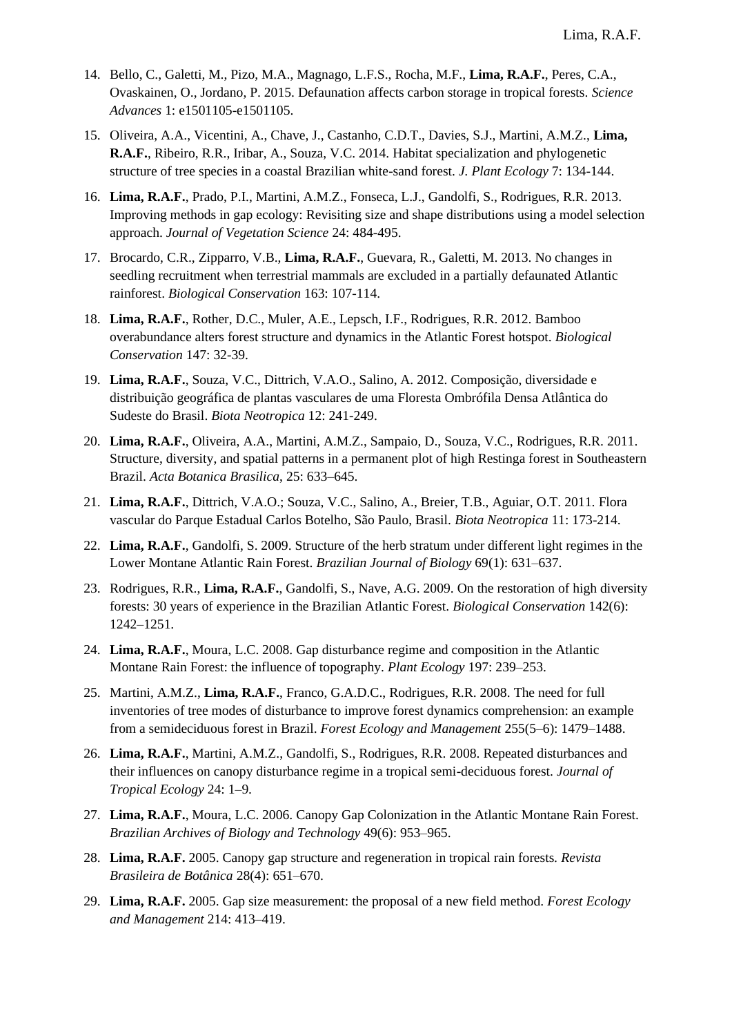14. Bello, C., Galetti, M., Pizo, M.A., Magnago, L.F.S., Rocha, M.F., **Lima, R.A.F.**, Peres, C.A., Ovaskainen, O., Jordano, P. 2015. Defaunation affects carbon storage in tropical forests. *Science Advances* 1: e1501105-e1501105.

15. Oliveira, A.A., Vicentini, A., Chave, J., Castanho, C.D.T., Davies, S.J., Martini, A.M.Z., **Lima, R.A.F.**, Ribeiro, R.R., Iribar, A., Souza, V.C. 2014. Habitat specialization and phylogenetic structure of tree species in a coastal Brazilian white-sand forest. *J. Plant Ecology* 7: 134-144.

16. **Lima, R.A.F.**, Prado, P.I., Martini, A.M.Z., Fonseca, L.J., Gandolfi, S., Rodrigues, R.R. 2013. Improving methods in gap ecology: Revisiting size and shape distributions using a model selection approach. *Journal of Vegetation Science* 24: 484-495.

17. Brocardo, C.R., Zipparro, V.B., **Lima, R.A.F.**, Guevara, R., Galetti, M. 2013. No changes in seedling recruitment when terrestrial mammals are excluded in a partially defaunated Atlantic rainforest. *Biological Conservation* 163: 107-114.

18. **Lima, R.A.F.**, Rother, D.C., Muler, A.E., Lepsch, I.F., Rodrigues, R.R. 2012. Bamboo overabundance alters forest structure and dynamics in the Atlantic Forest hotspot. *Biological Conservation* 147: 32-39.

19. **Lima, R.A.F.**, Souza, V.C., Dittrich, V.A.O., Salino, A. 2012. Composição, diversidade e distribuição geográfica de plantas vasculares de uma Floresta Ombrófila Densa Atlântica do Sudeste do Brasil. *Biota Neotropica* 12: 241-249.

20. **Lima, R.A.F.**, Oliveira, A.A., Martini, A.M.Z., Sampaio, D., Souza, V.C., Rodrigues, R.R. 2011. Structure, diversity, and spatial patterns in a permanent plot of high Restinga forest in Southeastern Brazil. *Acta Botanica Brasilica*, 25: 633–645.

21. **Lima, R.A.F.**, Dittrich, V.A.O.; Souza, V.C., Salino, A., Breier, T.B., Aguiar, O.T. 2011. Flora vascular do Parque Estadual Carlos Botelho, São Paulo, Brasil. *Biota Neotropica* 11: 173-214.

22. **Lima, R.A.F.**, Gandolfi, S. 2009. Structure of the herb stratum under different light regimes in the Lower Montane Atlantic Rain Forest. *Brazilian Journal of Biology* 69(1): 631–637.

23. Rodrigues, R.R., **Lima, R.A.F.**, Gandolfi, S., Nave, A.G. 2009. On the restoration of high diversity forests: 30 years of experience in the Brazilian Atlantic Forest. *Biological Conservation* 142(6): 1242–1251.

24. **Lima, R.A.F.**, Moura, L.C. 2008. Gap disturbance regime and composition in the Atlantic Montane Rain Forest: the influence of topography. *Plant Ecology* 197: 239–253.

25. Martini, A.M.Z., **Lima, R.A.F.**, Franco, G.A.D.C., Rodrigues, R.R. 2008. The need for full inventories of tree modes of disturbance to improve forest dynamics comprehension: an example from a semideciduous forest in Brazil. *Forest Ecology and Management* 255(5–6): 1479–1488.

26. **Lima, R.A.F.**, Martini, A.M.Z., Gandolfi, S., Rodrigues, R.R. 2008. Repeated disturbances and their influences on canopy disturbance regime in a tropical semi-deciduous forest. *Journal of Tropical Ecology* 24: 1–9.

27. **Lima, R.A.F.**, Moura, L.C. 2006. Canopy Gap Colonization in the Atlantic Montane Rain Forest. *Brazilian Archives of Biology and Technology* 49(6): 953–965.

28. **Lima, R.A.F.** 2005. Canopy gap structure and regeneration in tropical rain forests. *Revista Brasileira de Botânica* 28(4): 651–670.

29. **Lima, R.A.F.** 2005. Gap size measurement: the proposal of a new field method. *Forest Ecology and Management* 214: 413–419.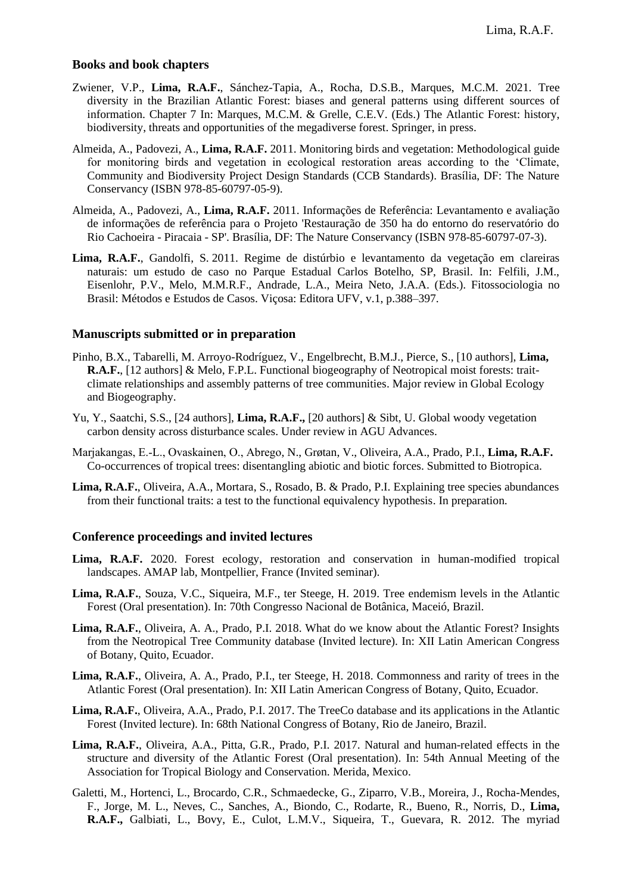## Books and book chapters

Zwiener, V.P., **Lima, R.A.F.**, Sánchez-Tapia, A., Rocha, D.S.B., Marques, M.C.M. 2021. Tree diversity in the Brazilian Atlantic Forest: biases and general patterns using different sources of information. Chapter 7 In: Marques, M.C.M. & Grelle, C.E.V. (Eds.) The Atlantic Forest: history, biodiversity, threats and opportunities of the megadiverse forest. Springer, in press.

Almeida, A., Padovezi, A., **Lima, R.A.F.** 2011. Monitoring birds and vegetation: Methodological guide for monitoring birds and vegetation in ecological restoration areas according to the 'Climate, Community and Biodiversity Project Design Standards (CCB Standards). Brasília, DF: The Nature Conservancy (ISBN 978-85-60797-05-9).

Almeida, A., Padovezi, A., **Lima, R.A.F.** 2011. Informações de Referência: Levantamento e avaliação de informações de referência para o Projeto 'Restauração de 350 ha do entorno do reservatório do Rio Cachoeira - Piracaia - SP'. Brasília, DF: The Nature Conservancy (ISBN 978-85-60797-07-3).

**Lima, R.A.F.**, Gandolfi, S. 2011. Regime de distúrbio e levantamento da vegetação em clareiras naturais: um estudo de caso no Parque Estadual Carlos Botelho, SP, Brasil. In: Felfili, J.M., Eisenlohr, P.V., Melo, M.M.R.F., Andrade, L.A., Meira Neto, J.A.A. (Eds.). Fitossociologia no Brasil: Métodos e Estudos de Casos. Viçosa: Editora UFV, v.1, p.388–397.

## Manuscripts submitted or in preparation

Pinho, B.X., Tabarelli, M. Arroyo-Rodríguez, V., Engelbrecht, B.M.J., Pierce, S., [10 authors], **Lima, R.A.F.**, [12 authors] & Melo, F.P.L. Functional biogeography of Neotropical moist forests: trait-climate relationships and assembly patterns of tree communities. Major review in Global Ecology and Biogeography.

Yu, Y., Saatchi, S.S., [24 authors], **Lima, R.A.F.,** [20 authors] & Sibt, U. Global woody vegetation carbon density across disturbance scales. Under review in AGU Advances.

Marjakangas, E.-L., Ovaskainen, O., Abrego, N., Grøtan, V., Oliveira, A.A., Prado, P.I., **Lima, R.A.F.** Co-occurrences of tropical trees: disentangling abiotic and biotic forces. Submitted to Biotropica.

**Lima, R.A.F.**, Oliveira, A.A., Mortara, S., Rosado, B. & Prado, P.I. Explaining tree species abundances from their functional traits: a test to the functional equivalency hypothesis. In preparation.

## Conference proceedings and invited lectures

**Lima, R.A.F.** 2020. Forest ecology, restoration and conservation in human-modified tropical landscapes. AMAP lab, Montpellier, France (Invited seminar).

**Lima, R.A.F.**, Souza, V.C., Siqueira, M.F., ter Steege, H. 2019. Tree endemism levels in the Atlantic Forest (Oral presentation). In: 70th Congresso Nacional de Botânica, Maceió, Brazil.

**Lima, R.A.F.**, Oliveira, A. A., Prado, P.I. 2018. What do we know about the Atlantic Forest? Insights from the Neotropical Tree Community database (Invited lecture). In: XII Latin American Congress of Botany, Quito, Ecuador.

**Lima, R.A.F.**, Oliveira, A. A., Prado, P.I., ter Steege, H. 2018. Commonness and rarity of trees in the Atlantic Forest (Oral presentation). In: XII Latin American Congress of Botany, Quito, Ecuador.

**Lima, R.A.F.**, Oliveira, A.A., Prado, P.I. 2017. The TreeCo database and its applications in the Atlantic Forest (Invited lecture). In: 68th National Congress of Botany, Rio de Janeiro, Brazil.

**Lima, R.A.F.**, Oliveira, A.A., Pitta, G.R., Prado, P.I. 2017. Natural and human-related effects in the structure and diversity of the Atlantic Forest (Oral presentation). In: 54th Annual Meeting of the Association for Tropical Biology and Conservation. Merida, Mexico.

Galetti, M., Hortenci, L., Brocardo, C.R., Schmaedecke, G., Ziparro, V.B., Moreira, J., Rocha-Mendes, F., Jorge, M. L., Neves, C., Sanches, A., Biondo, C., Rodarte, R., Bueno, R., Norris, D., **Lima, R.A.F.,** Galbiati, L., Bovy, E., Culot, L.M.V., Siqueira, T., Guevara, R. 2012. The myriad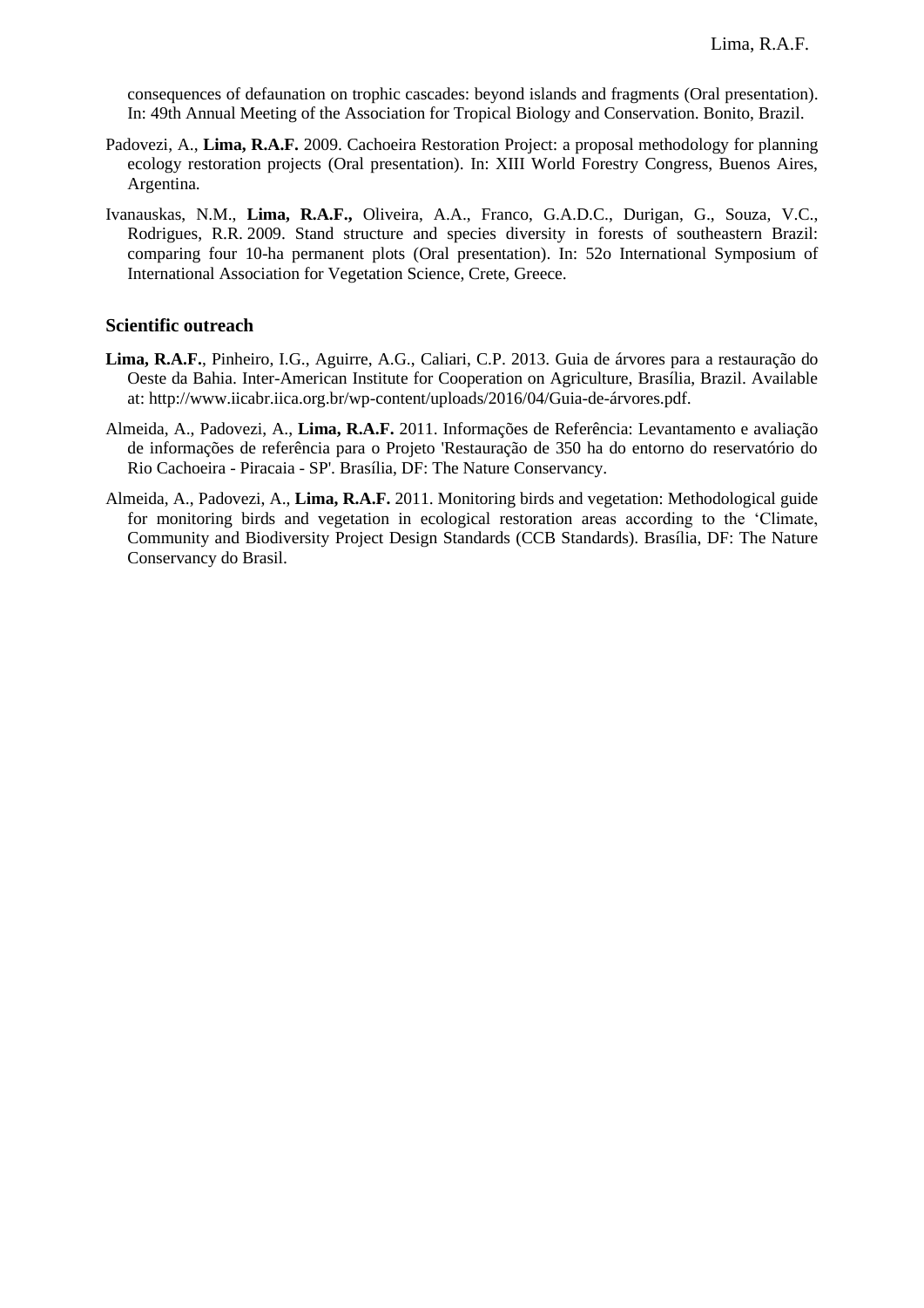consequences of defaunation on trophic cascades: beyond islands and fragments (Oral presentation). In: 49th Annual Meeting of the Association for Tropical Biology and Conservation. Bonito, Brazil.

Padovezi, A., **Lima, R.A.F.** 2009. Cachoeira Restoration Project: a proposal methodology for planning ecology restoration projects (Oral presentation). In: XIII World Forestry Congress, Buenos Aires, Argentina.

Ivanauskas, N.M., **Lima, R.A.F.,** Oliveira, A.A., Franco, G.A.D.C., Durigan, G., Souza, V.C., Rodrigues, R.R. 2009. Stand structure and species diversity in forests of southeastern Brazil: comparing four 10-ha permanent plots (Oral presentation). In: 52o International Symposium of International Association for Vegetation Science, Crete, Greece.

### Scientific outreach

**Lima, R.A.F.**, Pinheiro, I.G., Aguirre, A.G., Caliari, C.P. 2013. Guia de árvores para a restauração do Oeste da Bahia. Inter-American Institute for Cooperation on Agriculture, Brasília, Brazil. Available at: http://www.iicabr.iica.org.br/wp-content/uploads/2016/04/Guia-de-árvores.pdf.

Almeida, A., Padovezi, A., **Lima, R.A.F.** 2011. Informações de Referência: Levantamento e avaliação de informações de referência para o Projeto 'Restauração de 350 ha do entorno do reservatório do Rio Cachoeira - Piracaia - SP'. Brasília, DF: The Nature Conservancy.

Almeida, A., Padovezi, A., **Lima, R.A.F.** 2011. Monitoring birds and vegetation: Methodological guide for monitoring birds and vegetation in ecological restoration areas according to the 'Climate, Community and Biodiversity Project Design Standards (CCB Standards). Brasília, DF: The Nature Conservancy do Brasil.